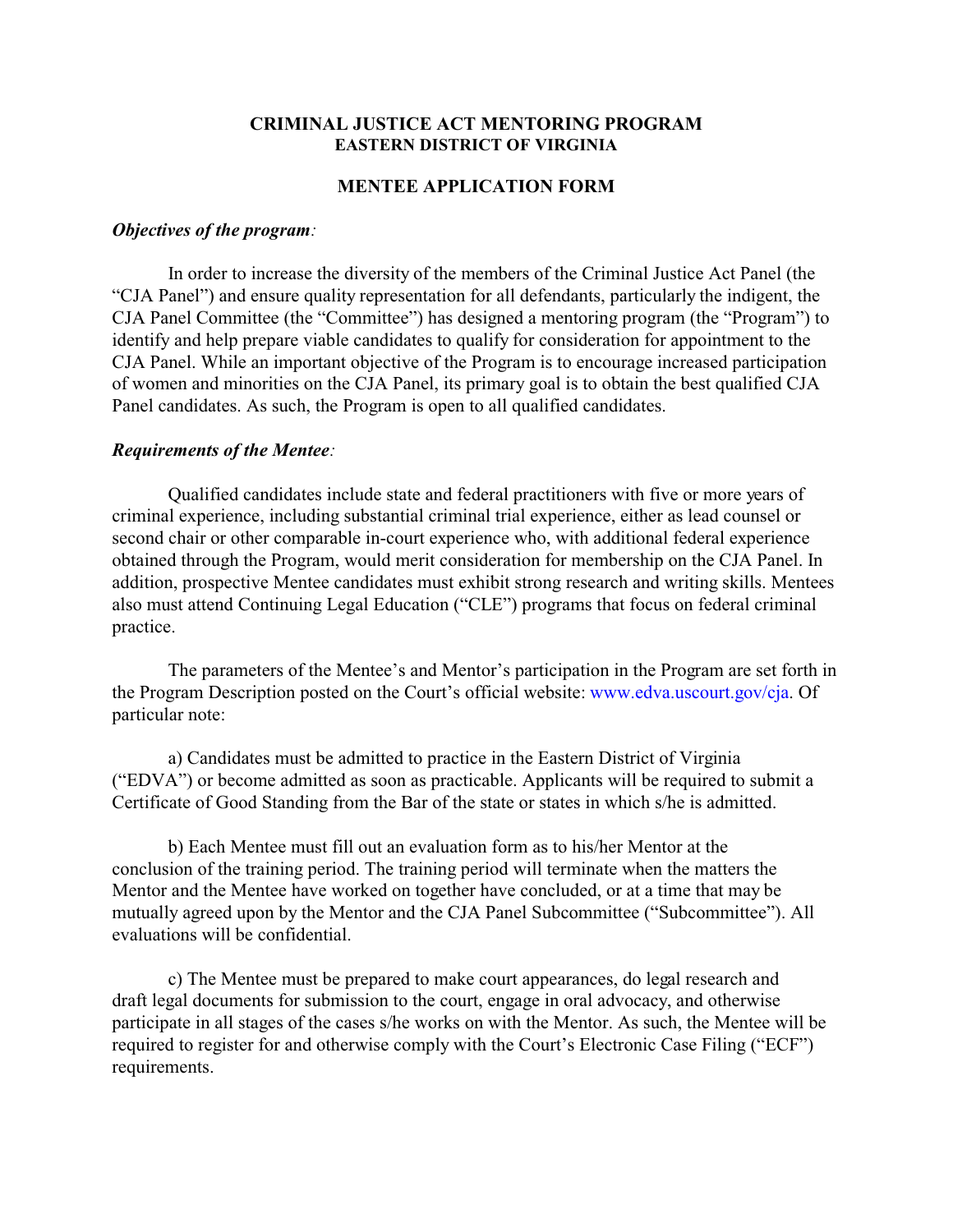# CRIMINAL JUSTICE ACT MENTORING PROGRAM
## EASTERN DISTRICT OF VIRGINIA

## MENTEE APPLICATION FORM

***Objectives of the program:***

In order to increase the diversity of the members of the Criminal Justice Act Panel (the "CJA Panel") and ensure quality representation for all defendants, particularly the indigent, the CJA Panel Committee (the "Committee") has designed a mentoring program (the "Program") to identify and help prepare viable candidates to qualify for consideration for appointment to the CJA Panel. While an important objective of the Program is to encourage increased participation of women and minorities on the CJA Panel, its primary goal is to obtain the best qualified CJA Panel candidates. As such, the Program is open to all qualified candidates.

***Requirements of the Mentee:***

Qualified candidates include state and federal practitioners with five or more years of criminal experience, including substantial criminal trial experience, either as lead counsel or second chair or other comparable in-court experience who, with additional federal experience obtained through the Program, would merit consideration for membership on the CJA Panel. In addition, prospective Mentee candidates must exhibit strong research and writing skills. Mentees also must attend Continuing Legal Education ("CLE") programs that focus on federal criminal practice.

The parameters of the Mentee's and Mentor's participation in the Program are set forth in the Program Description posted on the Court's official website: www.edva.uscourt.gov/cja. Of particular note:

a) Candidates must be admitted to practice in the Eastern District of Virginia ("EDVA") or become admitted as soon as practicable. Applicants will be required to submit a Certificate of Good Standing from the Bar of the state or states in which s/he is admitted.

b) Each Mentee must fill out an evaluation form as to his/her Mentor at the conclusion of the training period. The training period will terminate when the matters the Mentor and the Mentee have worked on together have concluded, or at a time that may be mutually agreed upon by the Mentor and the CJA Panel Subcommittee ("Subcommittee"). All evaluations will be confidential.

c) The Mentee must be prepared to make court appearances, do legal research and draft legal documents for submission to the court, engage in oral advocacy, and otherwise participate in all stages of the cases s/he works on with the Mentor. As such, the Mentee will be required to register for and otherwise comply with the Court's Electronic Case Filing ("ECF") requirements.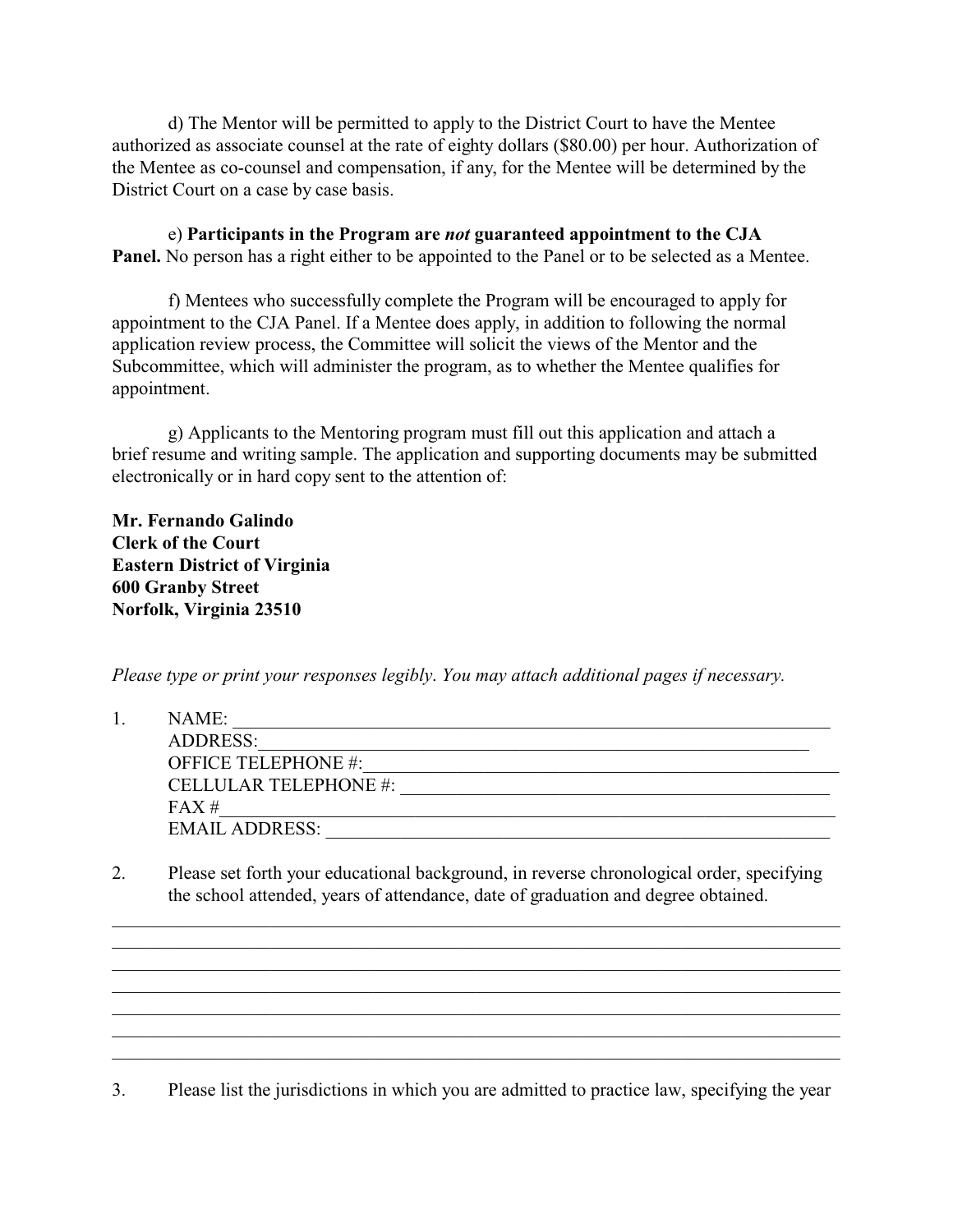d) The Mentor will be permitted to apply to the District Court to have the Mentee authorized as associate counsel at the rate of eighty dollars ($80.00) per hour. Authorization of the Mentee as co-counsel and compensation, if any, for the Mentee will be determined by the District Court on a case by case basis.

e) **Participants in the Program are *not* guaranteed appointment to the CJA Panel.** No person has a right either to be appointed to the Panel or to be selected as a Mentee.

f) Mentees who successfully complete the Program will be encouraged to apply for appointment to the CJA Panel. If a Mentee does apply, in addition to following the normal application review process, the Committee will solicit the views of the Mentor and the Subcommittee, which will administer the program, as to whether the Mentee qualifies for appointment.

g) Applicants to the Mentoring program must fill out this application and attach a brief resume and writing sample. The application and supporting documents may be submitted electronically or in hard copy sent to the attention of:

**Mr. Fernando Galindo**
**Clerk of the Court**
**Eastern District of Virginia**
**600 Granby Street**
**Norfolk, Virginia 23510**

*Please type or print your responses legibly. You may attach additional pages if necessary.*

1. NAME: ____________________
   ADDRESS: ____________________
   OFFICE TELEPHONE #: ____________________
   CELLULAR TELEPHONE #: ____________________
   FAX # ____________________
   EMAIL ADDRESS: ____________________

2. Please set forth your educational background, in reverse chronological order, specifying the school attended, years of attendance, date of graduation and degree obtained.

____________________
____________________
____________________
____________________
____________________
____________________
____________________

3. Please list the jurisdictions in which you are admitted to practice law, specifying the year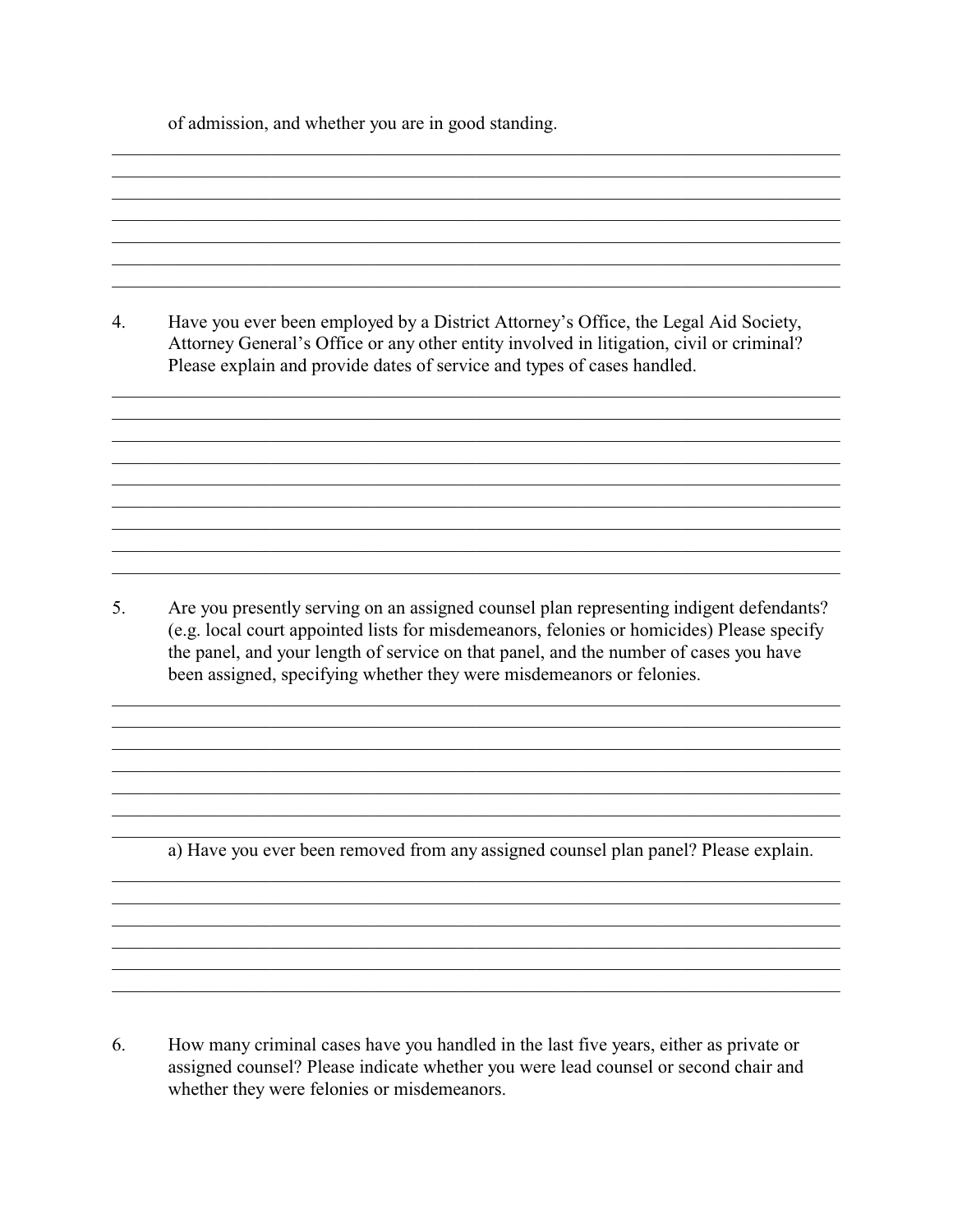of admission, and whether you are in good standing.

4. Have you ever been employed by a District Attorney's Office, the Legal Aid Society, Attorney General's Office or any other entity involved in litigation, civil or criminal? Please explain and provide dates of service and types of cases handled.

5. Are you presently serving on an assigned counsel plan representing indigent defendants? (e.g. local court appointed lists for misdemeanors, felonies or homicides) Please specify the panel, and your length of service on that panel, and the number of cases you have been assigned, specifying whether they were misdemeanors or felonies.

   a) Have you ever been removed from any assigned counsel plan panel? Please explain.

6. How many criminal cases have you handled in the last five years, either as private or assigned counsel? Please indicate whether you were lead counsel or second chair and whether they were felonies or misdemeanors.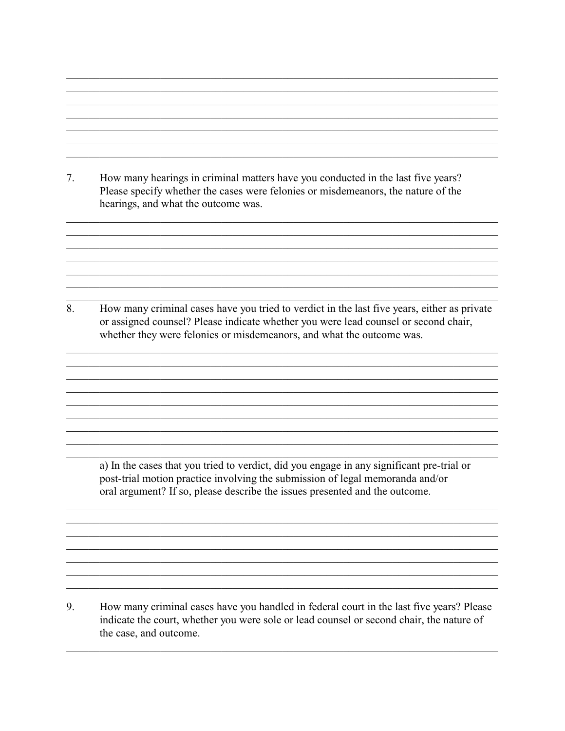7. How many hearings in criminal matters have you conducted in the last five years? Please specify whether the cases were felonies or misdemeanors, the nature of the hearings, and what the outcome was.

8. How many criminal cases have you tried to verdict in the last five years, either as private or assigned counsel? Please indicate whether you were lead counsel or second chair, whether they were felonies or misdemeanors, and what the outcome was.

   a) In the cases that you tried to verdict, did you engage in any significant pre-trial or post-trial motion practice involving the submission of legal memoranda and/or oral argument? If so, please describe the issues presented and the outcome.

9. How many criminal cases have you handled in federal court in the last five years? Please indicate the court, whether you were sole or lead counsel or second chair, the nature of the case, and outcome.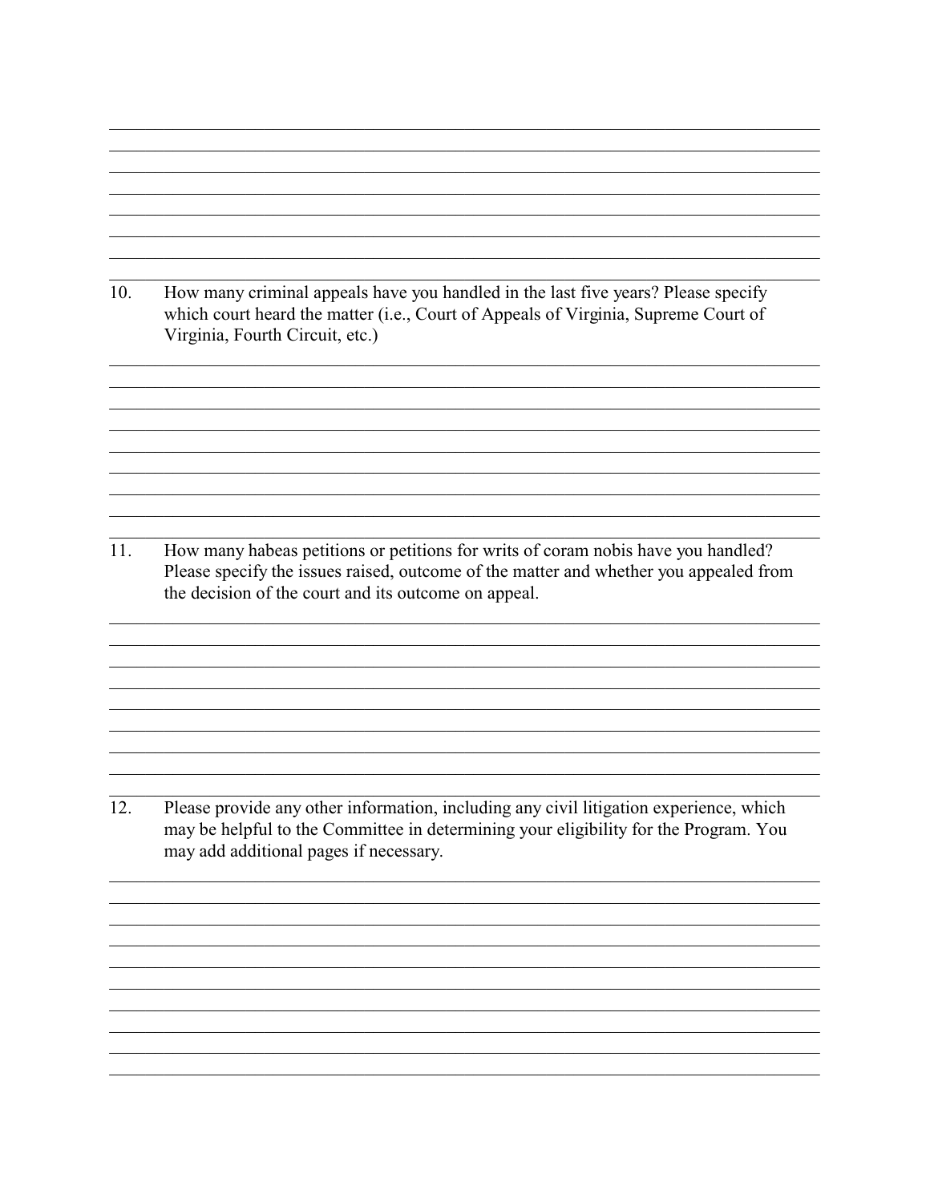10. How many criminal appeals have you handled in the last five years? Please specify which court heard the matter (i.e., Court of Appeals of Virginia, Supreme Court of Virginia, Fourth Circuit, etc.)

11. How many habeas petitions or petitions for writs of coram nobis have you handled? Please specify the issues raised, outcome of the matter and whether you appealed from the decision of the court and its outcome on appeal.

12. Please provide any other information, including any civil litigation experience, which may be helpful to the Committee in determining your eligibility for the Program. You may add additional pages if necessary.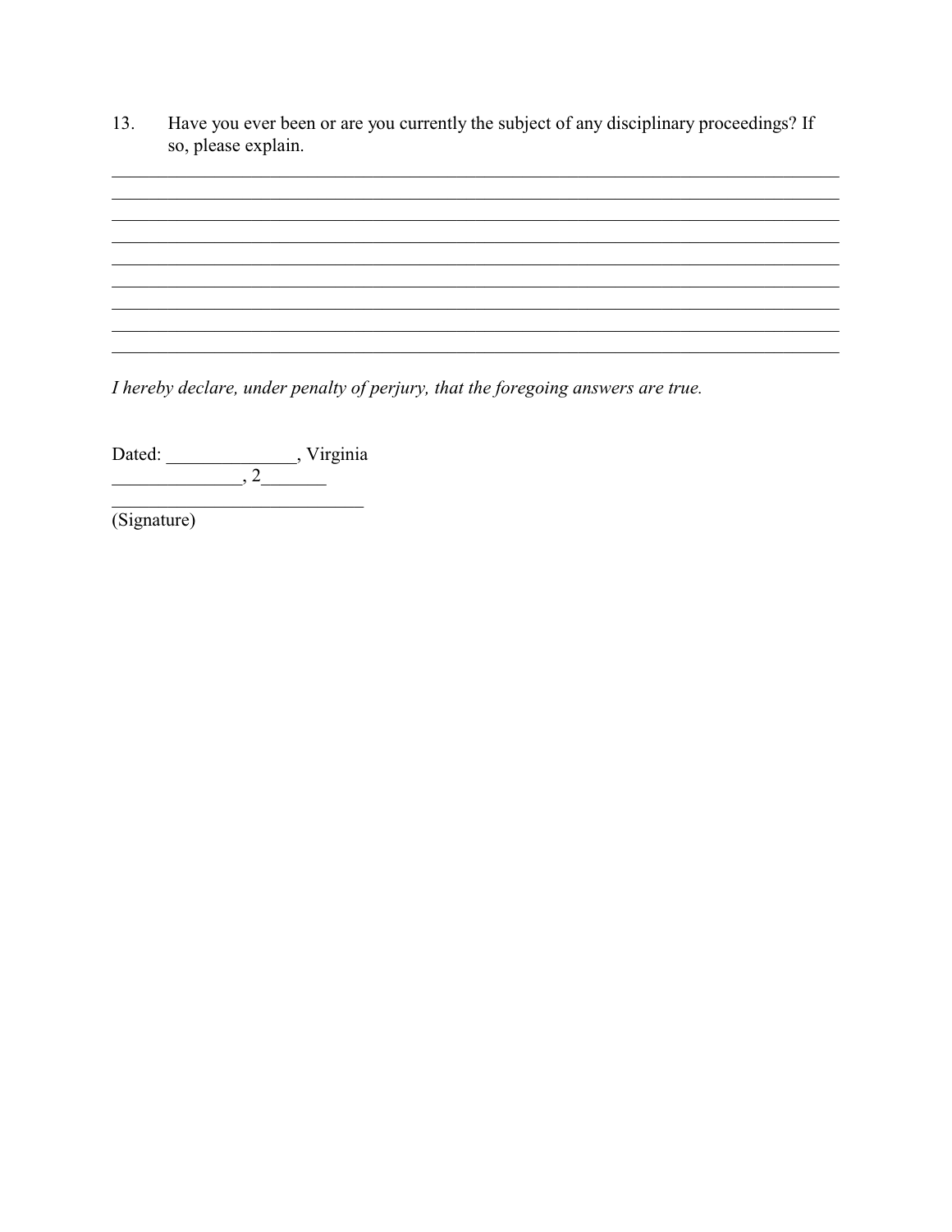13. Have you ever been or are you currently the subject of any disciplinary proceedings? If so, please explain.

______________________________________________________________________________
______________________________________________________________________________
______________________________________________________________________________
______________________________________________________________________________
______________________________________________________________________________
______________________________________________________________________________
______________________________________________________________________________
______________________________________________________________________________
______________________________________________________________________________

*I hereby declare, under penalty of perjury, that the foregoing answers are true.*

Dated: ______________, Virginia
______________, 2_______

____________________________
(Signature)